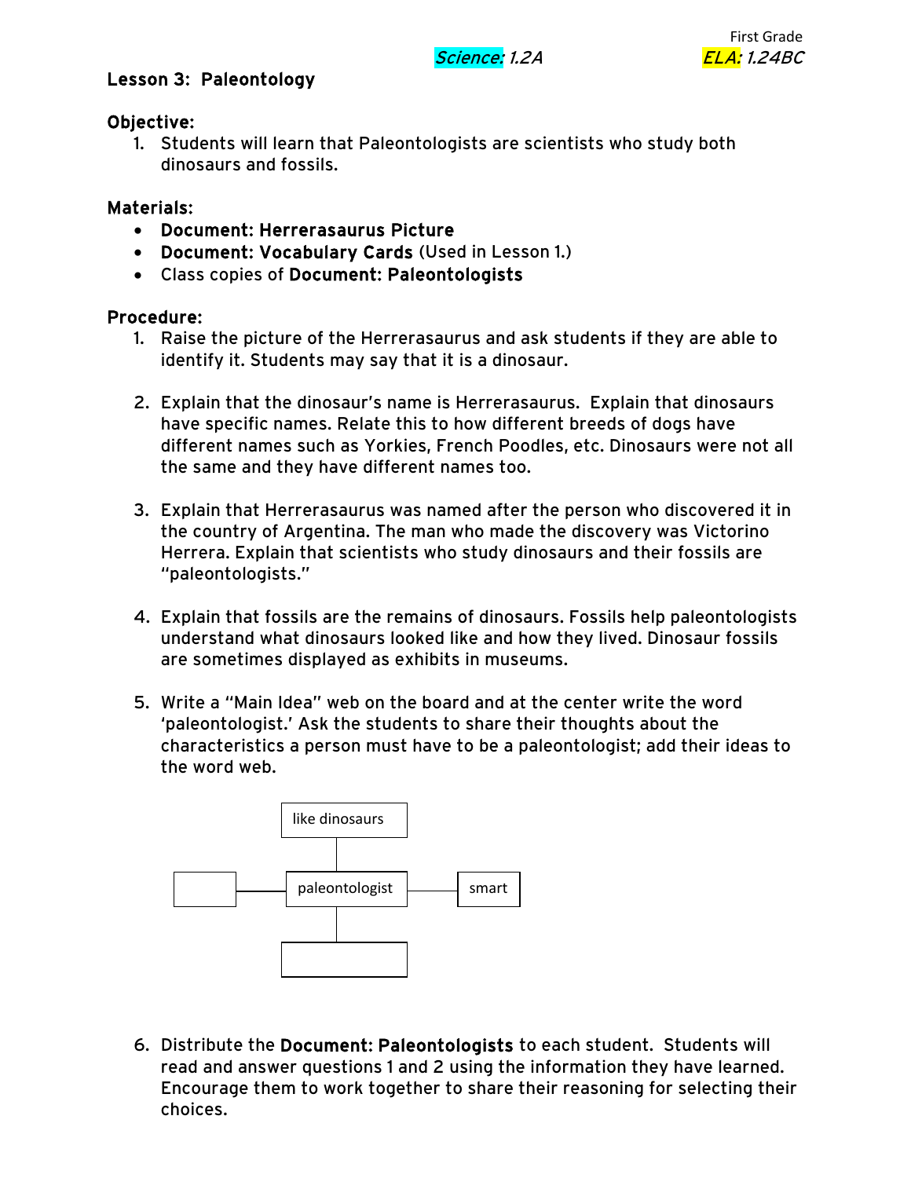First Grade

*Science: 1.2A* *ELA: 1.24BC*

## Lesson 3: Paleontology

### Objective:

1. Students will learn that Paleontologists are scientists who study both dinosaurs and fossils.

### Materials:

- **Document: Herrerasaurus Picture**
- **Document: Vocabulary Cards** (Used in Lesson 1.)
- Class copies of **Document: Paleontologists**

### Procedure:

1. Raise the picture of the Herrerasaurus and ask students if they are able to identify it. Students may say that it is a dinosaur.

2. Explain that the dinosaur's name is Herrerasaurus. Explain that dinosaurs have specific names. Relate this to how different breeds of dogs have different names such as Yorkies, French Poodles, etc. Dinosaurs were not all the same and they have different names too.

3. Explain that Herrerasaurus was named after the person who discovered it in the country of Argentina. The man who made the discovery was Victorino Herrera. Explain that scientists who study dinosaurs and their fossils are "paleontologists."

4. Explain that fossils are the remains of dinosaurs. Fossils help paleontologists understand what dinosaurs looked like and how they lived. Dinosaur fossils are sometimes displayed as exhibits in museums.

5. Write a "Main Idea" web on the board and at the center write the word 'paleontologist.' Ask the students to share their thoughts about the characteristics a person must have to be a paleontologist; add their ideas to the word web.

   like dinosaurs

   paleontologist

   smart

6. Distribute the **Document: Paleontologists** to each student. Students will read and answer questions 1 and 2 using the information they have learned. Encourage them to work together to share their reasoning for selecting their choices.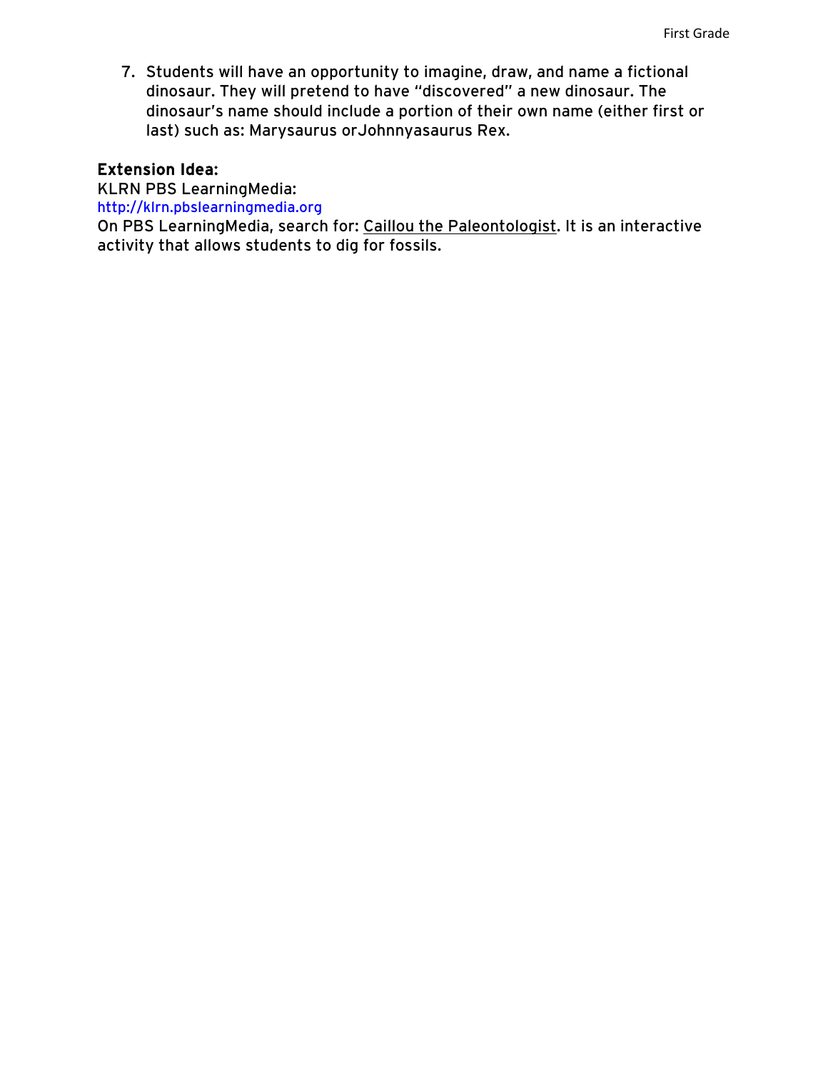7. Students will have an opportunity to imagine, draw, and name a fictional dinosaur. They will pretend to have "discovered" a new dinosaur. The dinosaur's name should include a portion of their own name (either first or last) such as: Marysaurus orJohnnyasaurus Rex.

**Extension Idea:**

KLRN PBS LearningMedia:
http://klrn.pbslearningmedia.org
On PBS LearningMedia, search for: Caillou the Paleontologist. It is an interactive activity that allows students to dig for fossils.